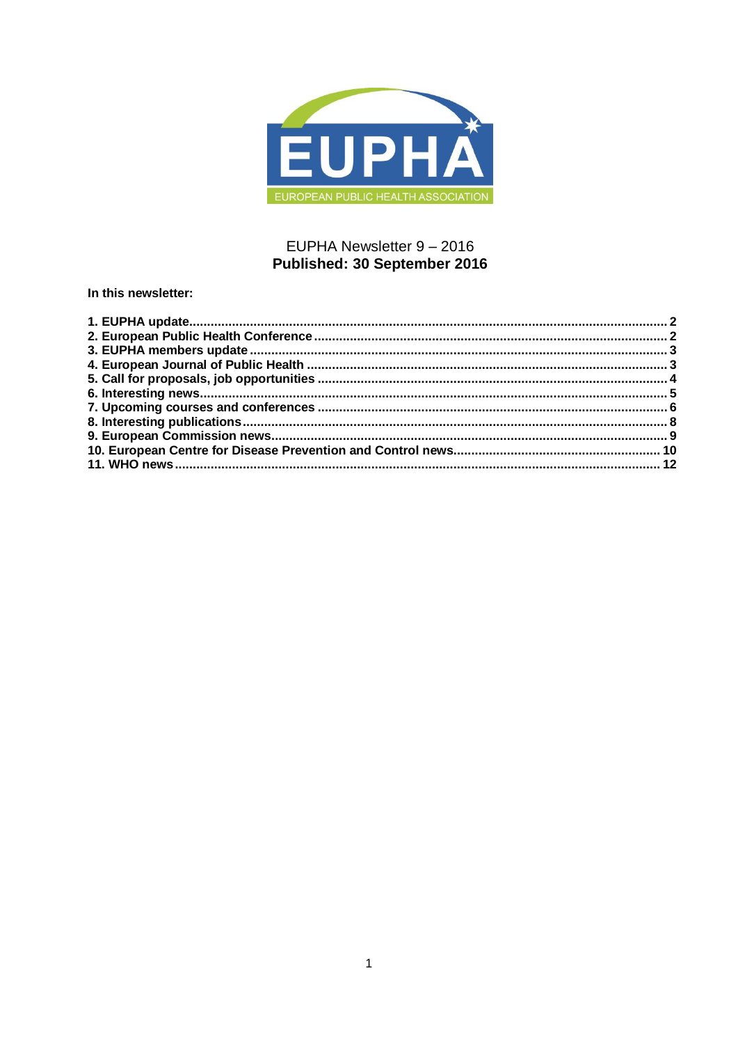EUPHA

EUROPEAN PUBLIC HEALTH ASSOCIATION

EUPHA Newsletter 9 – 2016

**Published: 30 September 2016**

**In this newsletter:**

**1. EUPHA update................................................................................................................ 2**
**2. European Public Health Conference.............................................................................. 2**
**3. EUPHA members update.............................................................................................. 3**
**4. European Journal of Public Health ................................................................................ 3**
**5. Call for proposals, job opportunities ............................................................................. 4**
**6. Interesting news............................................................................................................ 5**
**7. Upcoming courses and conferences ............................................................................. 6**
**8. Interesting publications................................................................................................. 8**
**9. European Commission news......................................................................................... 9**
**10. European Centre for Disease Prevention and Control news....................................... 10**
**11. WHO news................................................................................................................ 12**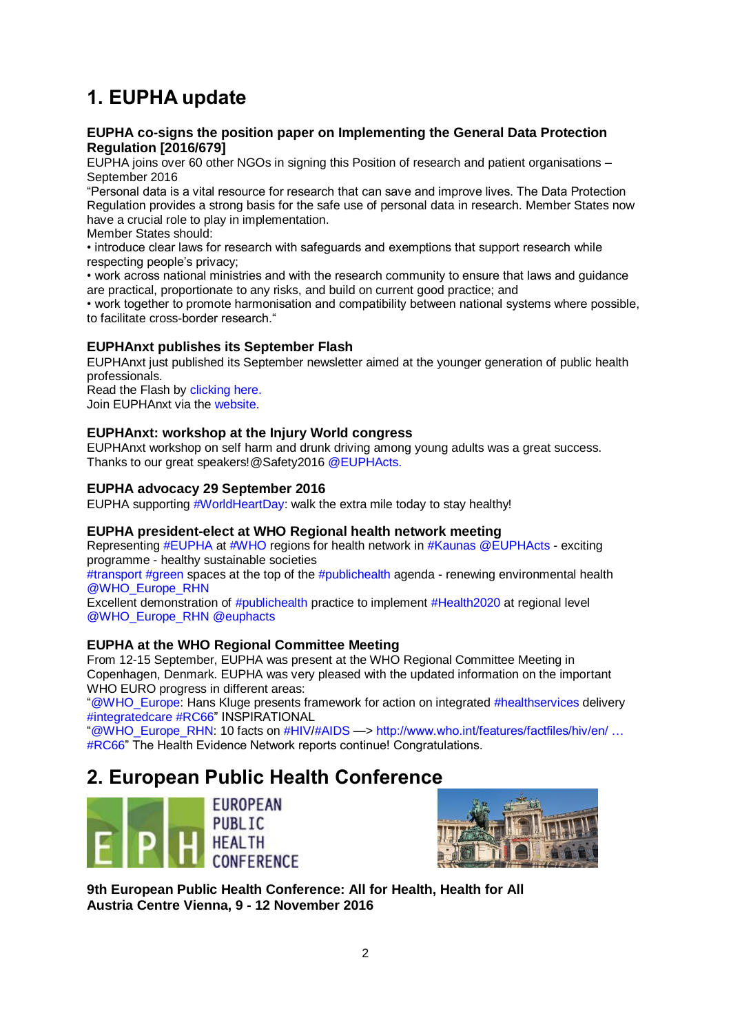# 1. EUPHA update

### EUPHA co-signs the position paper on Implementing the General Data Protection Regulation [2016/679]

EUPHA joins over 60 other NGOs in signing this Position of research and patient organisations – September 2016

"Personal data is a vital resource for research that can save and improve lives. The Data Protection Regulation provides a strong basis for the safe use of personal data in research. Member States now have a crucial role to play in implementation.

Member States should:

• introduce clear laws for research with safeguards and exemptions that support research while respecting people's privacy;

• work across national ministries and with the research community to ensure that laws and guidance are practical, proportionate to any risks, and build on current good practice; and

• work together to promote harmonisation and compatibility between national systems where possible, to facilitate cross-border research."

### EUPHAnxt publishes its September Flash

EUPHAnxt just published its September newsletter aimed at the younger generation of public health professionals.

Read the Flash by clicking here.

Join EUPHAnxt via the website.

### EUPHAnxt: workshop at the Injury World congress

EUPHAnxt workshop on self harm and drunk driving among young adults was a great success. Thanks to our great speakers!@Safety2016 @EUPHActs.

### EUPHA advocacy 29 September 2016

EUPHA supporting #WorldHeartDay: walk the extra mile today to stay healthy!

### EUPHA president-elect at WHO Regional health network meeting

Representing #EUPHA at #WHO regions for health network in #Kaunas @EUPHActs - exciting programme - healthy sustainable societies

#transport #green spaces at the top of the #publichealth agenda - renewing environmental health @WHO_Europe_RHN

Excellent demonstration of #publichealth practice to implement #Health2020 at regional level @WHO_Europe_RHN @euphacts

### EUPHA at the WHO Regional Committee Meeting

From 12-15 September, EUPHA was present at the WHO Regional Committee Meeting in Copenhagen, Denmark. EUPHA was very pleased with the updated information on the important WHO EURO progress in different areas:

"@WHO_Europe: Hans Kluge presents framework for action on integrated #healthservices delivery #integratedcare #RC66" INSPIRATIONAL

"@WHO_Europe_RHN: 10 facts on #HIV/#AIDS —> http://www.who.int/features/factfiles/hiv/en/ … #RC66" The Health Evidence Network reports continue! Congratulations.

# 2. European Public Health Conference

EUROPEAN PUBLIC HEALTH CONFERENCE

**9th European Public Health Conference: All for Health, Health for All**
**Austria Centre Vienna, 9 - 12 November 2016**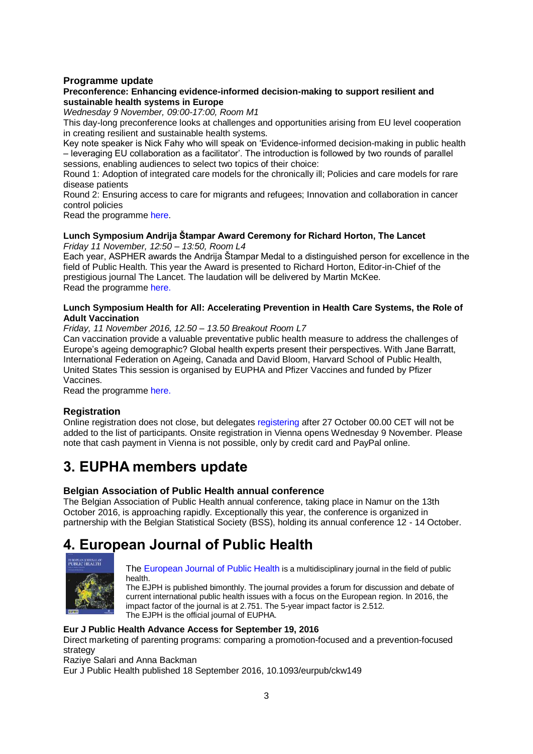### Programme update

**Preconference: Enhancing evidence-informed decision-making to support resilient and sustainable health systems in Europe**

*Wednesday 9 November, 09:00-17:00, Room M1*

This day-long preconference looks at challenges and opportunities arising from EU level cooperation in creating resilient and sustainable health systems.

Key note speaker is Nick Fahy who will speak on 'Evidence-informed decision-making in public health – leveraging EU collaboration as a facilitator'. The introduction is followed by two rounds of parallel sessions, enabling audiences to select two topics of their choice:

Round 1: Adoption of integrated care models for the chronically ill; Policies and care models for rare disease patients

Round 2: Ensuring access to care for migrants and refugees; Innovation and collaboration in cancer control policies

Read the programme here.

**Lunch Symposium Andrija Štampar Award Ceremony for Richard Horton, The Lancet**

*Friday 11 November, 12:50 – 13:50, Room L4*

Each year, ASPHER awards the Andrija Štampar Medal to a distinguished person for excellence in the field of Public Health. This year the Award is presented to Richard Horton, Editor-in-Chief of the prestigious journal The Lancet. The laudation will be delivered by Martin McKee.

Read the programme here.

**Lunch Symposium Health for All: Accelerating Prevention in Health Care Systems, the Role of Adult Vaccination**

*Friday, 11 November 2016, 12.50 – 13.50 Breakout Room L7*

Can vaccination provide a valuable preventative public health measure to address the challenges of Europe's ageing demographic? Global health experts present their perspectives. With Jane Barratt, International Federation on Ageing, Canada and David Bloom, Harvard School of Public Health, United States This session is organised by EUPHA and Pfizer Vaccines and funded by Pfizer Vaccines.

Read the programme here.

### Registration

Online registration does not close, but delegates registering after 27 October 00.00 CET will not be added to the list of participants. Onsite registration in Vienna opens Wednesday 9 November. Please note that cash payment in Vienna is not possible, only by credit card and PayPal online.

# 3. EUPHA members update

### Belgian Association of Public Health annual conference

The Belgian Association of Public Health annual conference, taking place in Namur on the 13th October 2016, is approaching rapidly. Exceptionally this year, the conference is organized in partnership with the Belgian Statistical Society (BSS), holding its annual conference 12 - 14 October.

# 4. European Journal of Public Health

The European Journal of Public Health is a multidisciplinary journal in the field of public health.

The EJPH is published bimonthly. The journal provides a forum for discussion and debate of current international public health issues with a focus on the European region. In 2016, the impact factor of the journal is at 2.751. The 5-year impact factor is 2.512.

The EJPH is the official journal of EUPHA.

**Eur J Public Health Advance Access for September 19, 2016**

Direct marketing of parenting programs: comparing a promotion-focused and a prevention-focused strategy

Raziye Salari and Anna Backman

Eur J Public Health published 18 September 2016, 10.1093/eurpub/ckw149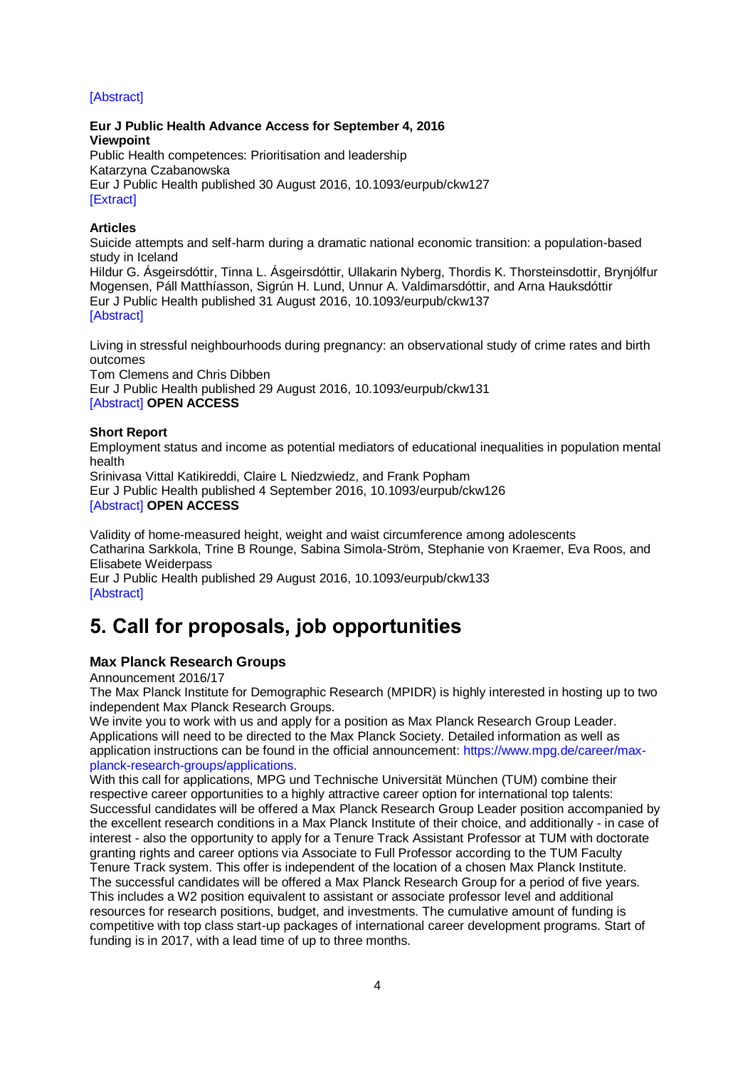[Abstract]

**Eur J Public Health Advance Access for September 4, 2016**
**Viewpoint**
Public Health competences: Prioritisation and leadership
Katarzyna Czabanowska
Eur J Public Health published 30 August 2016, 10.1093/eurpub/ckw127
[Extract]

**Articles**
Suicide attempts and self-harm during a dramatic national economic transition: a population-based study in Iceland
Hildur G. Ásgeirsdóttir, Tinna L. Ásgeirsdóttir, Ullakarin Nyberg, Thordis K. Thorsteinsdottir, Brynjólfur Mogensen, Páll Matthíasson, Sigrún H. Lund, Unnur A. Valdimarsdóttir, and Arna Hauksdóttir
Eur J Public Health published 31 August 2016, 10.1093/eurpub/ckw137
[Abstract]

Living in stressful neighbourhoods during pregnancy: an observational study of crime rates and birth outcomes
Tom Clemens and Chris Dibben
Eur J Public Health published 29 August 2016, 10.1093/eurpub/ckw131
[Abstract] **OPEN ACCESS**

**Short Report**
Employment status and income as potential mediators of educational inequalities in population mental health
Srinivasa Vittal Katikireddi, Claire L Niedzwiedz, and Frank Popham
Eur J Public Health published 4 September 2016, 10.1093/eurpub/ckw126
[Abstract] **OPEN ACCESS**

Validity of home-measured height, weight and waist circumference among adolescents
Catharina Sarkkola, Trine B Rounge, Sabina Simola-Ström, Stephanie von Kraemer, Eva Roos, and Elisabete Weiderpass
Eur J Public Health published 29 August 2016, 10.1093/eurpub/ckw133
[Abstract]

# 5. Call for proposals, job opportunities

### Max Planck Research Groups

Announcement 2016/17
The Max Planck Institute for Demographic Research (MPIDR) is highly interested in hosting up to two independent Max Planck Research Groups.
We invite you to work with us and apply for a position as Max Planck Research Group Leader. Applications will need to be directed to the Max Planck Society. Detailed information as well as application instructions can be found in the official announcement: https://www.mpg.de/career/max-planck-research-groups/applications.
With this call for applications, MPG und Technische Universität München (TUM) combine their respective career opportunities to a highly attractive career option for international top talents: Successful candidates will be offered a Max Planck Research Group Leader position accompanied by the excellent research conditions in a Max Planck Institute of their choice, and additionally - in case of interest - also the opportunity to apply for a Tenure Track Assistant Professor at TUM with doctorate granting rights and career options via Associate to Full Professor according to the TUM Faculty Tenure Track system. This offer is independent of the location of a chosen Max Planck Institute.
The successful candidates will be offered a Max Planck Research Group for a period of five years. This includes a W2 position equivalent to assistant or associate professor level and additional resources for research positions, budget, and investments. The cumulative amount of funding is competitive with top class start-up packages of international career development programs. Start of funding is in 2017, with a lead time of up to three months.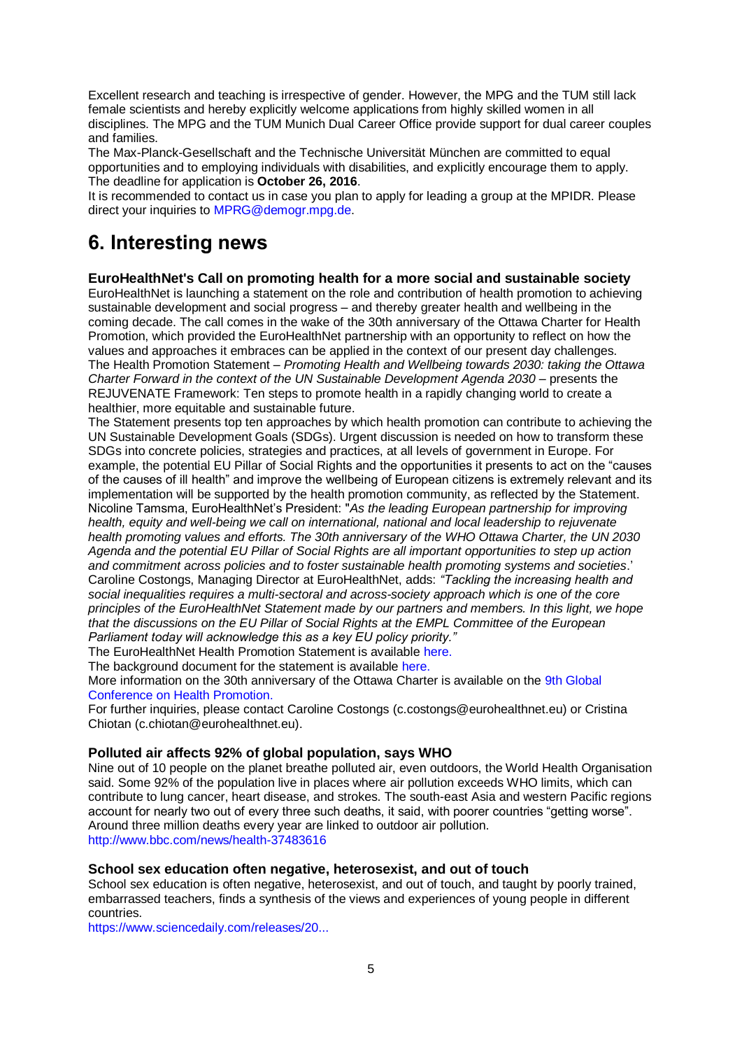Excellent research and teaching is irrespective of gender. However, the MPG and the TUM still lack female scientists and hereby explicitly welcome applications from highly skilled women in all disciplines. The MPG and the TUM Munich Dual Career Office provide support for dual career couples and families.

The Max-Planck-Gesellschaft and the Technische Universität München are committed to equal opportunities and to employing individuals with disabilities, and explicitly encourage them to apply. The deadline for application is **October 26, 2016**.

It is recommended to contact us in case you plan to apply for leading a group at the MPIDR. Please direct your inquiries to MPRG@demogr.mpg.de.

# 6. Interesting news

### EuroHealthNet's Call on promoting health for a more social and sustainable society

EuroHealthNet is launching a statement on the role and contribution of health promotion to achieving sustainable development and social progress – and thereby greater health and wellbeing in the coming decade. The call comes in the wake of the 30th anniversary of the Ottawa Charter for Health Promotion, which provided the EuroHealthNet partnership with an opportunity to reflect on how the values and approaches it embraces can be applied in the context of our present day challenges.

The Health Promotion Statement – *Promoting Health and Wellbeing towards 2030: taking the Ottawa Charter Forward in the context of the UN Sustainable Development Agenda 2030* – presents the REJUVENATE Framework: Ten steps to promote health in a rapidly changing world to create a healthier, more equitable and sustainable future.

The Statement presents top ten approaches by which health promotion can contribute to achieving the UN Sustainable Development Goals (SDGs). Urgent discussion is needed on how to transform these SDGs into concrete policies, strategies and practices, at all levels of government in Europe. For example, the potential EU Pillar of Social Rights and the opportunities it presents to act on the "causes of the causes of ill health" and improve the wellbeing of European citizens is extremely relevant and its implementation will be supported by the health promotion community, as reflected by the Statement.

Nicoline Tamsma, EuroHealthNet's President: "*As the leading European partnership for improving health, equity and well-being we call on international, national and local leadership to rejuvenate health promoting values and efforts. The 30th anniversary of the WHO Ottawa Charter, the UN 2030 Agenda and the potential EU Pillar of Social Rights are all important opportunities to step up action and commitment across policies and to foster sustainable health promoting systems and societies*.'

Caroline Costongs, Managing Director at EuroHealthNet, adds: *"Tackling the increasing health and social inequalities requires a multi-sectoral and across-society approach which is one of the core principles of the EuroHealthNet Statement made by our partners and members. In this light, we hope that the discussions on the EU Pillar of Social Rights at the EMPL Committee of the European Parliament today will acknowledge this as a key EU policy priority."*

The EuroHealthNet Health Promotion Statement is available here.

The background document for the statement is available here.

More information on the 30th anniversary of the Ottawa Charter is available on the 9th Global Conference on Health Promotion.

For further inquiries, please contact Caroline Costongs (c.costongs@eurohealthnet.eu) or Cristina Chiotan (c.chiotan@eurohealthnet.eu).

### Polluted air affects 92% of global population, says WHO

Nine out of 10 people on the planet breathe polluted air, even outdoors, the World Health Organisation said. Some 92% of the population live in places where air pollution exceeds WHO limits, which can contribute to lung cancer, heart disease, and strokes. The south-east Asia and western Pacific regions account for nearly two out of every three such deaths, it said, with poorer countries "getting worse". Around three million deaths every year are linked to outdoor air pollution.

http://www.bbc.com/news/health-37483616

### School sex education often negative, heterosexist, and out of touch

School sex education is often negative, heterosexist, and out of touch, and taught by poorly trained, embarrassed teachers, finds a synthesis of the views and experiences of young people in different countries.

https://www.sciencedaily.com/releases/20...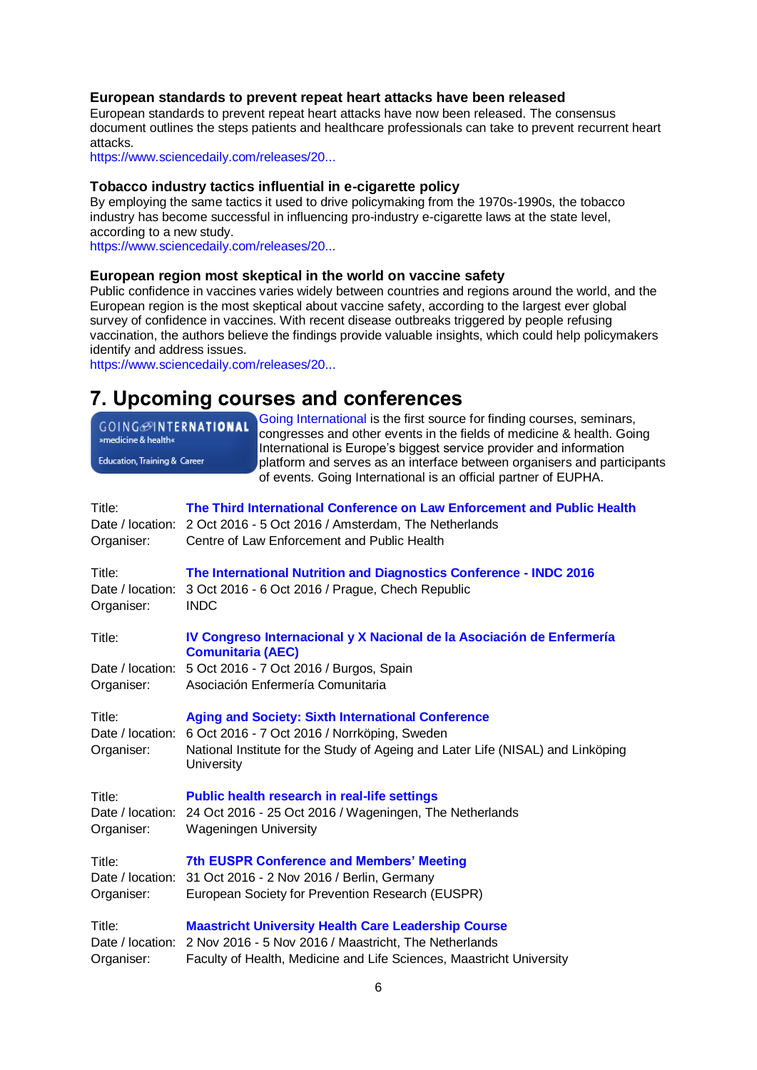### European standards to prevent repeat heart attacks have been released

European standards to prevent repeat heart attacks have now been released. The consensus document outlines the steps patients and healthcare professionals can take to prevent recurrent heart attacks.

https://www.sciencedaily.com/releases/20...

### Tobacco industry tactics influential in e-cigarette policy

By employing the same tactics it used to drive policymaking from the 1970s-1990s, the tobacco industry has become successful in influencing pro-industry e-cigarette laws at the state level, according to a new study.

https://www.sciencedaily.com/releases/20...

### European region most skeptical in the world on vaccine safety

Public confidence in vaccines varies widely between countries and regions around the world, and the European region is the most skeptical about vaccine safety, according to the largest ever global survey of confidence in vaccines. With recent disease outbreaks triggered by people refusing vaccination, the authors believe the findings provide valuable insights, which could help policymakers identify and address issues.

https://www.sciencedaily.com/releases/20...

## 7. Upcoming courses and conferences

GOING INTERNATIONAL »medicine & health« Education, Training & Career

Going International is the first source for finding courses, seminars, congresses and other events in the fields of medicine & health. Going International is Europe's biggest service provider and information platform and serves as an interface between organisers and participants of events. Going International is an official partner of EUPHA.

Title: **The Third International Conference on Law Enforcement and Public Health**
Date / location: 2 Oct 2016 - 5 Oct 2016 / Amsterdam, The Netherlands
Organiser: Centre of Law Enforcement and Public Health

Title: **The International Nutrition and Diagnostics Conference - INDC 2016**
Date / location: 3 Oct 2016 - 6 Oct 2016 / Prague, Chech Republic
Organiser: INDC

Title: **IV Congreso Internacional y X Nacional de la Asociación de Enfermería Comunitaria (AEC)**
Date / location: 5 Oct 2016 - 7 Oct 2016 / Burgos, Spain
Organiser: Asociación Enfermería Comunitaria

Title: **Aging and Society: Sixth International Conference**
Date / location: 6 Oct 2016 - 7 Oct 2016 / Norrköping, Sweden
Organiser: National Institute for the Study of Ageing and Later Life (NISAL) and Linköping University

Title: **Public health research in real-life settings**
Date / location: 24 Oct 2016 - 25 Oct 2016 / Wageningen, The Netherlands
Organiser: Wageningen University

Title: **7th EUSPR Conference and Members' Meeting**
Date / location: 31 Oct 2016 - 2 Nov 2016 / Berlin, Germany
Organiser: European Society for Prevention Research (EUSPR)

Title: **Maastricht University Health Care Leadership Course**
Date / location: 2 Nov 2016 - 5 Nov 2016 / Maastricht, The Netherlands
Organiser: Faculty of Health, Medicine and Life Sciences, Maastricht University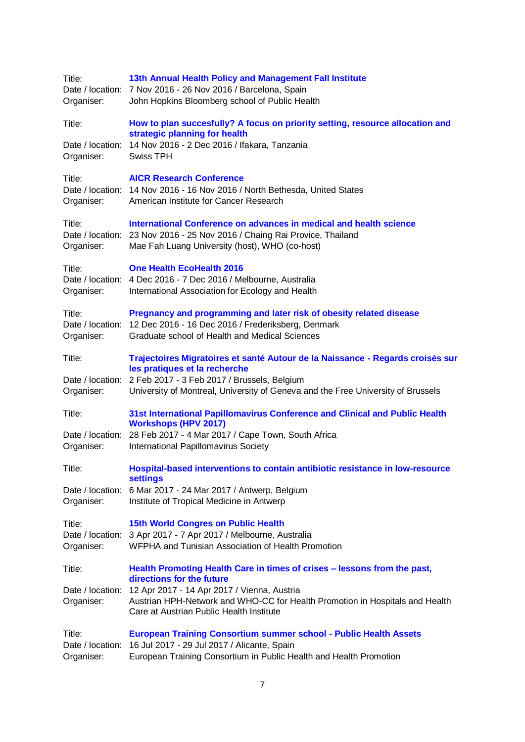Title: **13th Annual Health Policy and Management Fall Institute**
Date / location: 7 Nov 2016 - 26 Nov 2016 / Barcelona, Spain
Organiser: John Hopkins Bloomberg school of Public Health

Title: **How to plan succesfully? A focus on priority setting, resource allocation and strategic planning for health**
Date / location: 14 Nov 2016 - 2 Dec 2016 / Ifakara, Tanzania
Organiser: Swiss TPH

Title: **AICR Research Conference**
Date / location: 14 Nov 2016 - 16 Nov 2016 / North Bethesda, United States
Organiser: American Institute for Cancer Research

Title: **International Conference on advances in medical and health science**
Date / location: 23 Nov 2016 - 25 Nov 2016 / Chaing Rai Provice, Thailand
Organiser: Mae Fah Luang University (host), WHO (co-host)

Title: **One Health EcoHealth 2016**
Date / location: 4 Dec 2016 - 7 Dec 2016 / Melbourne, Australia
Organiser: International Association for Ecology and Health

Title: **Pregnancy and programming and later risk of obesity related disease**
Date / location: 12 Dec 2016 - 16 Dec 2016 / Frederiksberg, Denmark
Organiser: Graduate school of Health and Medical Sciences

Title: **Trajectoires Migratoires et santé Autour de la Naissance - Regards croisés sur les pratiques et la recherche**
Date / location: 2 Feb 2017 - 3 Feb 2017 / Brussels, Belgium
Organiser: University of Montreal, University of Geneva and the Free University of Brussels

Title: **31st International Papillomavirus Conference and Clinical and Public Health Workshops (HPV 2017)**
Date / location: 28 Feb 2017 - 4 Mar 2017 / Cape Town, South Africa
Organiser: International Papillomavirus Society

Title: **Hospital-based interventions to contain antibiotic resistance in low-resource settings**
Date / location: 6 Mar 2017 - 24 Mar 2017 / Antwerp, Belgium
Organiser: Institute of Tropical Medicine in Antwerp

Title: **15th World Congres on Public Health**
Date / location: 3 Apr 2017 - 7 Apr 2017 / Melbourne, Australia
Organiser: WFPHA and Tunisian Association of Health Promotion

Title: **Health Promoting Health Care in times of crises – lessons from the past, directions for the future**
Date / location: 12 Apr 2017 - 14 Apr 2017 / Vienna, Austria
Organiser: Austrian HPH-Network and WHO-CC for Health Promotion in Hospitals and Health Care at Austrian Public Health Institute

Title: **European Training Consortium summer school - Public Health Assets**
Date / location: 16 Jul 2017 - 29 Jul 2017 / Alicante, Spain
Organiser: European Training Consortium in Public Health and Health Promotion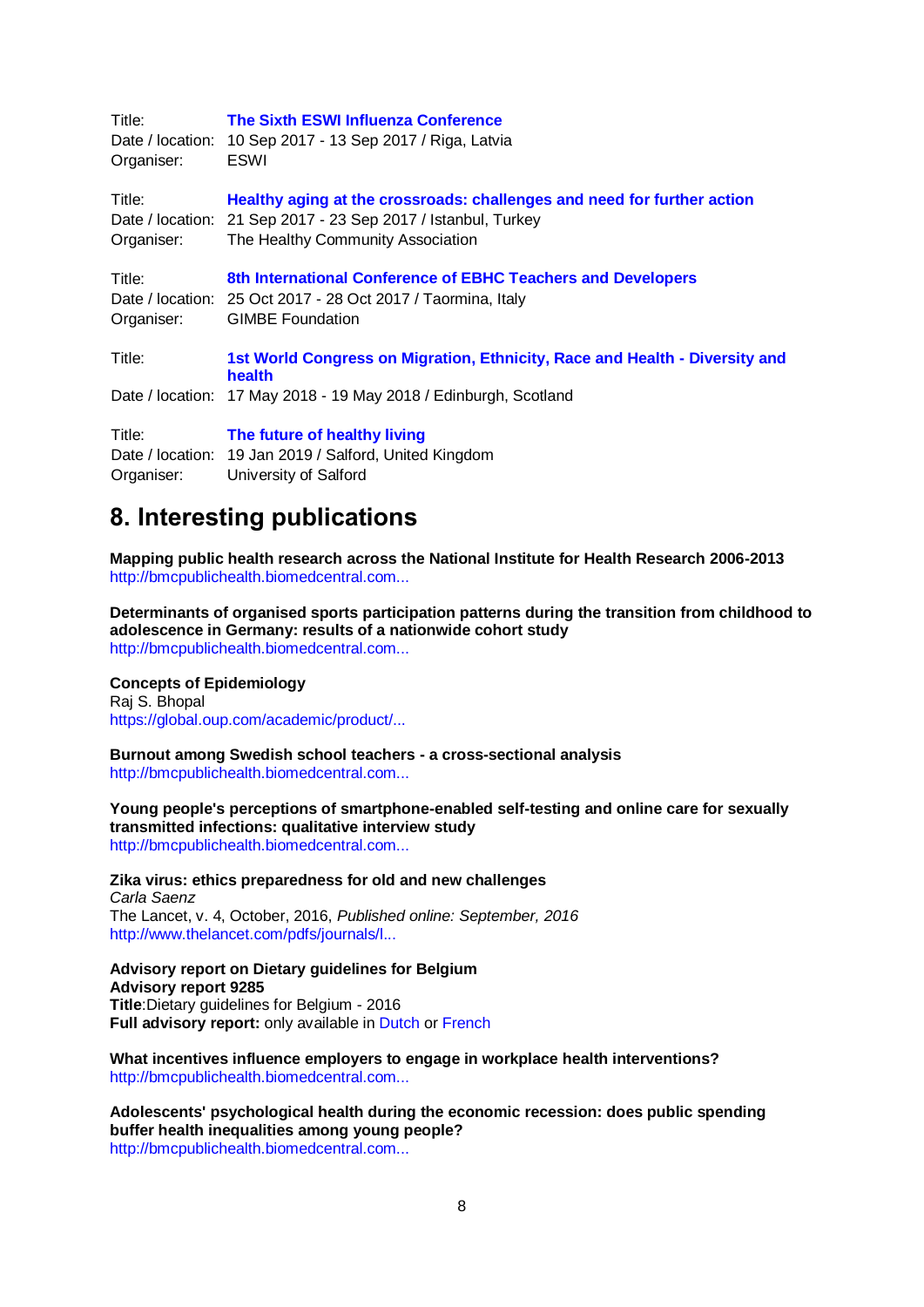Title: **The Sixth ESWI Influenza Conference**
Date / location: 10 Sep 2017 - 13 Sep 2017 / Riga, Latvia
Organiser: ESWI

Title: **Healthy aging at the crossroads: challenges and need for further action**
Date / location: 21 Sep 2017 - 23 Sep 2017 / Istanbul, Turkey
Organiser: The Healthy Community Association

Title: **8th International Conference of EBHC Teachers and Developers**
Date / location: 25 Oct 2017 - 28 Oct 2017 / Taormina, Italy
Organiser: GIMBE Foundation

Title: **1st World Congress on Migration, Ethnicity, Race and Health - Diversity and health**
Date / location: 17 May 2018 - 19 May 2018 / Edinburgh, Scotland

Title: **The future of healthy living**
Date / location: 19 Jan 2019 / Salford, United Kingdom
Organiser: University of Salford

# 8. Interesting publications

**Mapping public health research across the National Institute for Health Research 2006-2013**
http://bmcpublichealth.biomedcentral.com...

**Determinants of organised sports participation patterns during the transition from childhood to adolescence in Germany: results of a nationwide cohort study**
http://bmcpublichealth.biomedcentral.com...

**Concepts of Epidemiology**
Raj S. Bhopal
https://global.oup.com/academic/product/...

**Burnout among Swedish school teachers - a cross-sectional analysis**
http://bmcpublichealth.biomedcentral.com...

**Young people's perceptions of smartphone-enabled self-testing and online care for sexually transmitted infections: qualitative interview study**
http://bmcpublichealth.biomedcentral.com...

**Zika virus: ethics preparedness for old and new challenges**
*Carla Saenz*
The Lancet, v. 4, October, 2016, *Published online: September, 2016*
http://www.thelancet.com/pdfs/journals/l...

**Advisory report on Dietary guidelines for Belgium**
**Advisory report 9285**
**Title**:Dietary guidelines for Belgium - 2016
**Full advisory report:** only available in Dutch or French

**What incentives influence employers to engage in workplace health interventions?**
http://bmcpublichealth.biomedcentral.com...

**Adolescents' psychological health during the economic recession: does public spending buffer health inequalities among young people?**
http://bmcpublichealth.biomedcentral.com...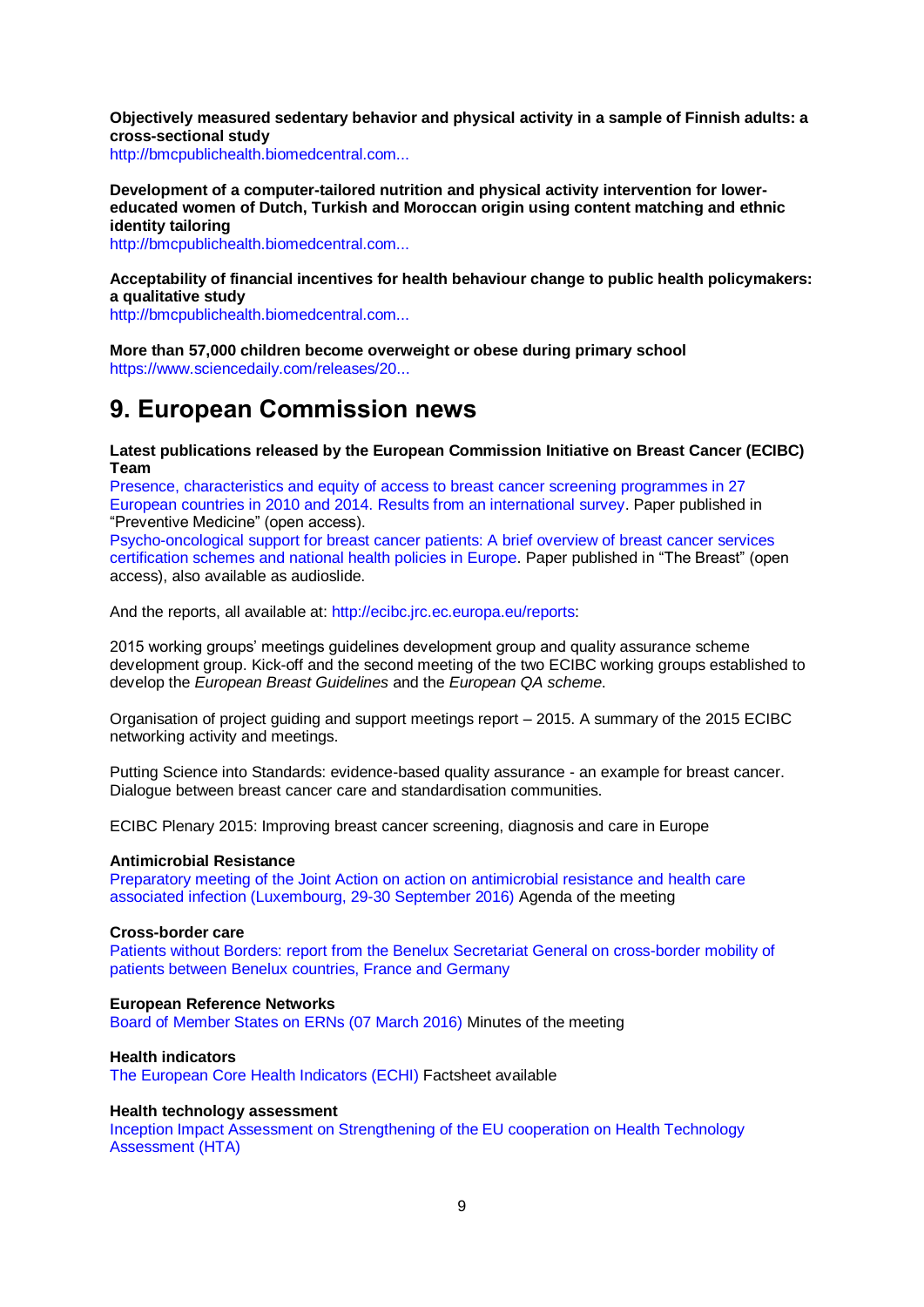**Objectively measured sedentary behavior and physical activity in a sample of Finnish adults: a cross-sectional study**
http://bmcpublichealth.biomedcentral.com...

**Development of a computer-tailored nutrition and physical activity intervention for lower-educated women of Dutch, Turkish and Moroccan origin using content matching and ethnic identity tailoring**
http://bmcpublichealth.biomedcentral.com...

**Acceptability of financial incentives for health behaviour change to public health policymakers: a qualitative study**
http://bmcpublichealth.biomedcentral.com...

**More than 57,000 children become overweight or obese during primary school**
https://www.sciencedaily.com/releases/20...

# 9. European Commission news

**Latest publications released by the European Commission Initiative on Breast Cancer (ECIBC) Team**
Presence, characteristics and equity of access to breast cancer screening programmes in 27 European countries in 2010 and 2014. Results from an international survey. Paper published in "Preventive Medicine" (open access).
Psycho-oncological support for breast cancer patients: A brief overview of breast cancer services certification schemes and national health policies in Europe. Paper published in "The Breast" (open access), also available as audioslide.

And the reports, all available at: http://ecibc.jrc.ec.europa.eu/reports:

2015 working groups' meetings guidelines development group and quality assurance scheme development group. Kick-off and the second meeting of the two ECIBC working groups established to develop the *European Breast Guidelines* and the *European QA scheme*.

Organisation of project guiding and support meetings report – 2015. A summary of the 2015 ECIBC networking activity and meetings.

Putting Science into Standards: evidence-based quality assurance - an example for breast cancer. Dialogue between breast cancer care and standardisation communities.

ECIBC Plenary 2015: Improving breast cancer screening, diagnosis and care in Europe

**Antimicrobial Resistance**
Preparatory meeting of the Joint Action on action on antimicrobial resistance and health care associated infection (Luxembourg, 29-30 September 2016) Agenda of the meeting

**Cross-border care**
Patients without Borders: report from the Benelux Secretariat General on cross-border mobility of patients between Benelux countries, France and Germany

**European Reference Networks**
Board of Member States on ERNs (07 March 2016) Minutes of the meeting

**Health indicators**
The European Core Health Indicators (ECHI) Factsheet available

**Health technology assessment**
Inception Impact Assessment on Strengthening of the EU cooperation on Health Technology Assessment (HTA)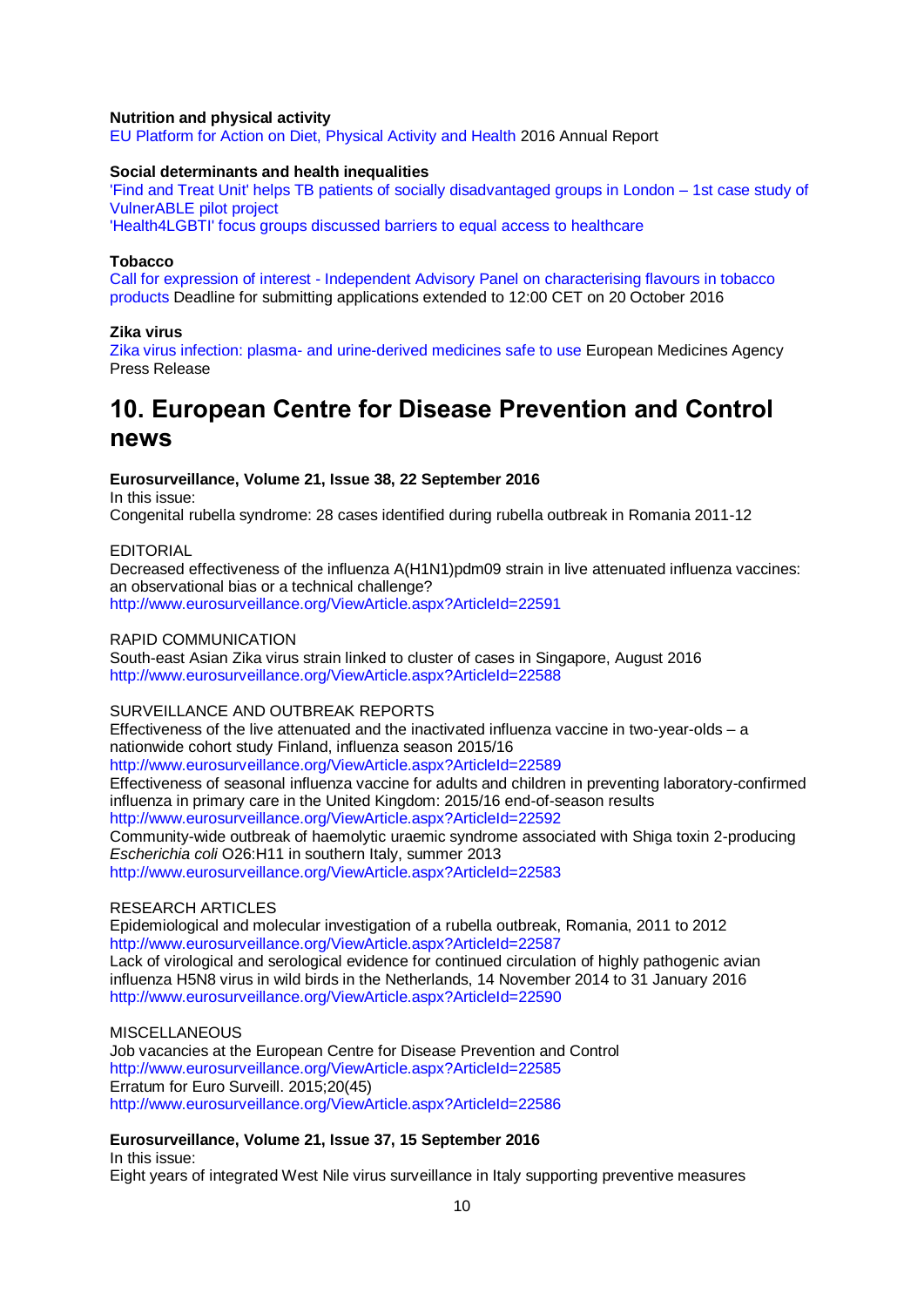**Nutrition and physical activity**

EU Platform for Action on Diet, Physical Activity and Health 2016 Annual Report

**Social determinants and health inequalities**

'Find and Treat Unit' helps TB patients of socially disadvantaged groups in London – 1st case study of VulnerABLE pilot project

'Health4LGBTI' focus groups discussed barriers to equal access to healthcare

**Tobacco**

Call for expression of interest - Independent Advisory Panel on characterising flavours in tobacco products Deadline for submitting applications extended to 12:00 CET on 20 October 2016

**Zika virus**

Zika virus infection: plasma- and urine-derived medicines safe to use European Medicines Agency Press Release

# 10. European Centre for Disease Prevention and Control news

**Eurosurveillance, Volume 21, Issue 38, 22 September 2016**

In this issue:

Congenital rubella syndrome: 28 cases identified during rubella outbreak in Romania 2011-12

EDITORIAL

Decreased effectiveness of the influenza A(H1N1)pdm09 strain in live attenuated influenza vaccines: an observational bias or a technical challenge?

http://www.eurosurveillance.org/ViewArticle.aspx?ArticleId=22591

RAPID COMMUNICATION

South-east Asian Zika virus strain linked to cluster of cases in Singapore, August 2016

http://www.eurosurveillance.org/ViewArticle.aspx?ArticleId=22588

SURVEILLANCE AND OUTBREAK REPORTS

Effectiveness of the live attenuated and the inactivated influenza vaccine in two-year-olds – a nationwide cohort study Finland, influenza season 2015/16

http://www.eurosurveillance.org/ViewArticle.aspx?ArticleId=22589

Effectiveness of seasonal influenza vaccine for adults and children in preventing laboratory-confirmed influenza in primary care in the United Kingdom: 2015/16 end-of-season results

http://www.eurosurveillance.org/ViewArticle.aspx?ArticleId=22592

Community-wide outbreak of haemolytic uraemic syndrome associated with Shiga toxin 2-producing *Escherichia coli* O26:H11 in southern Italy, summer 2013

http://www.eurosurveillance.org/ViewArticle.aspx?ArticleId=22583

RESEARCH ARTICLES

Epidemiological and molecular investigation of a rubella outbreak, Romania, 2011 to 2012

http://www.eurosurveillance.org/ViewArticle.aspx?ArticleId=22587

Lack of virological and serological evidence for continued circulation of highly pathogenic avian influenza H5N8 virus in wild birds in the Netherlands, 14 November 2014 to 31 January 2016

http://www.eurosurveillance.org/ViewArticle.aspx?ArticleId=22590

MISCELLANEOUS

Job vacancies at the European Centre for Disease Prevention and Control

http://www.eurosurveillance.org/ViewArticle.aspx?ArticleId=22585

Erratum for Euro Surveill. 2015;20(45)

http://www.eurosurveillance.org/ViewArticle.aspx?ArticleId=22586

**Eurosurveillance, Volume 21, Issue 37, 15 September 2016**

In this issue:

Eight years of integrated West Nile virus surveillance in Italy supporting preventive measures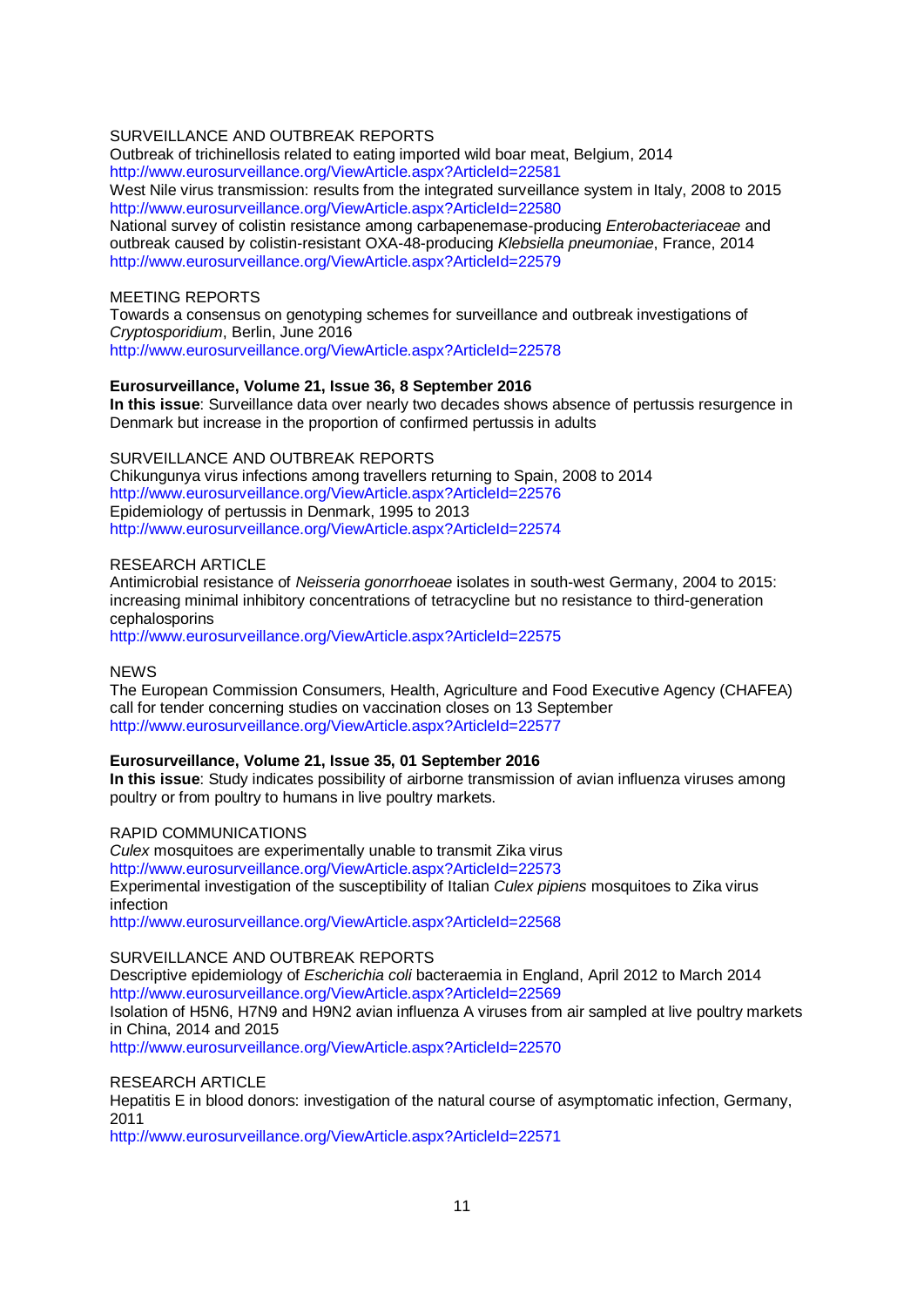SURVEILLANCE AND OUTBREAK REPORTS

Outbreak of trichinellosis related to eating imported wild boar meat, Belgium, 2014
http://www.eurosurveillance.org/ViewArticle.aspx?ArticleId=22581

West Nile virus transmission: results from the integrated surveillance system in Italy, 2008 to 2015
http://www.eurosurveillance.org/ViewArticle.aspx?ArticleId=22580

National survey of colistin resistance among carbapenemase-producing *Enterobacteriaceae* and outbreak caused by colistin-resistant OXA-48-producing *Klebsiella pneumoniae*, France, 2014
http://www.eurosurveillance.org/ViewArticle.aspx?ArticleId=22579

MEETING REPORTS

Towards a consensus on genotyping schemes for surveillance and outbreak investigations of *Cryptosporidium*, Berlin, June 2016
http://www.eurosurveillance.org/ViewArticle.aspx?ArticleId=22578

**Eurosurveillance, Volume 21, Issue 36, 8 September 2016**

**In this issue**: Surveillance data over nearly two decades shows absence of pertussis resurgence in Denmark but increase in the proportion of confirmed pertussis in adults

SURVEILLANCE AND OUTBREAK REPORTS

Chikungunya virus infections among travellers returning to Spain, 2008 to 2014
http://www.eurosurveillance.org/ViewArticle.aspx?ArticleId=22576

Epidemiology of pertussis in Denmark, 1995 to 2013
http://www.eurosurveillance.org/ViewArticle.aspx?ArticleId=22574

RESEARCH ARTICLE

Antimicrobial resistance of *Neisseria gonorrhoeae* isolates in south-west Germany, 2004 to 2015: increasing minimal inhibitory concentrations of tetracycline but no resistance to third-generation cephalosporins
http://www.eurosurveillance.org/ViewArticle.aspx?ArticleId=22575

NEWS

The European Commission Consumers, Health, Agriculture and Food Executive Agency (CHAFEA) call for tender concerning studies on vaccination closes on 13 September
http://www.eurosurveillance.org/ViewArticle.aspx?ArticleId=22577

**Eurosurveillance, Volume 21, Issue 35, 01 September 2016**

**In this issue**: Study indicates possibility of airborne transmission of avian influenza viruses among poultry or from poultry to humans in live poultry markets.

RAPID COMMUNICATIONS

*Culex* mosquitoes are experimentally unable to transmit Zika virus
http://www.eurosurveillance.org/ViewArticle.aspx?ArticleId=22573

Experimental investigation of the susceptibility of Italian *Culex pipiens* mosquitoes to Zika virus infection
http://www.eurosurveillance.org/ViewArticle.aspx?ArticleId=22568

SURVEILLANCE AND OUTBREAK REPORTS

Descriptive epidemiology of *Escherichia coli* bacteraemia in England, April 2012 to March 2014
http://www.eurosurveillance.org/ViewArticle.aspx?ArticleId=22569

Isolation of H5N6, H7N9 and H9N2 avian influenza A viruses from air sampled at live poultry markets in China, 2014 and 2015
http://www.eurosurveillance.org/ViewArticle.aspx?ArticleId=22570

RESEARCH ARTICLE

Hepatitis E in blood donors: investigation of the natural course of asymptomatic infection, Germany, 2011
http://www.eurosurveillance.org/ViewArticle.aspx?ArticleId=22571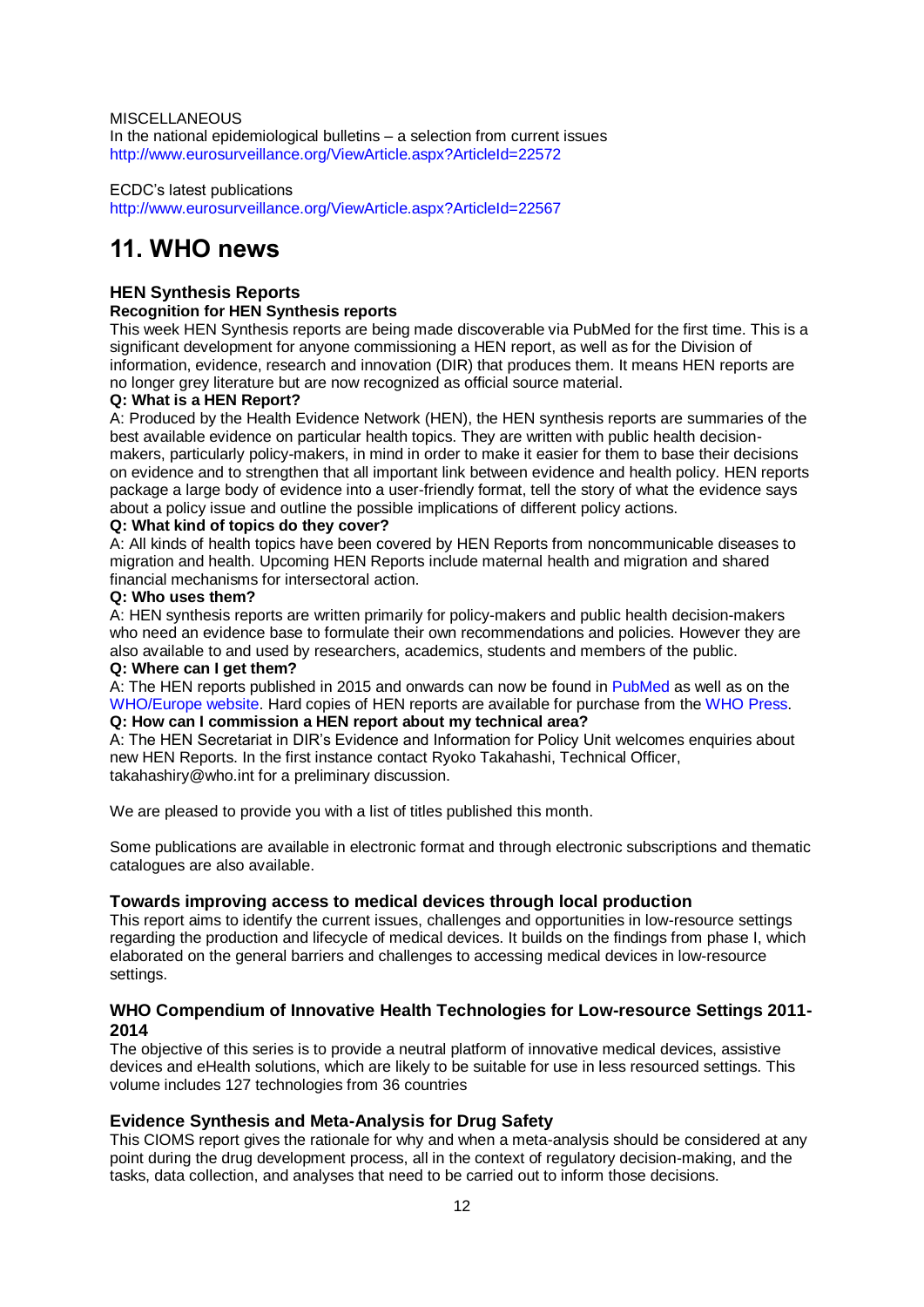MISCELLANEOUS

In the national epidemiological bulletins – a selection from current issues
http://www.eurosurveillance.org/ViewArticle.aspx?ArticleId=22572

ECDC's latest publications
http://www.eurosurveillance.org/ViewArticle.aspx?ArticleId=22567

# 11. WHO news

### HEN Synthesis Reports

**Recognition for HEN Synthesis reports**

This week HEN Synthesis reports are being made discoverable via PubMed for the first time. This is a significant development for anyone commissioning a HEN report, as well as for the Division of information, evidence, research and innovation (DIR) that produces them. It means HEN reports are no longer grey literature but are now recognized as official source material.

**Q: What is a HEN Report?**

A: Produced by the Health Evidence Network (HEN), the HEN synthesis reports are summaries of the best available evidence on particular health topics. They are written with public health decision-makers, particularly policy-makers, in mind in order to make it easier for them to base their decisions on evidence and to strengthen that all important link between evidence and health policy. HEN reports package a large body of evidence into a user-friendly format, tell the story of what the evidence says about a policy issue and outline the possible implications of different policy actions.

**Q: What kind of topics do they cover?**

A: All kinds of health topics have been covered by HEN Reports from noncommunicable diseases to migration and health. Upcoming HEN Reports include maternal health and migration and shared financial mechanisms for intersectoral action.

**Q: Who uses them?**

A: HEN synthesis reports are written primarily for policy-makers and public health decision-makers who need an evidence base to formulate their own recommendations and policies. However they are also available to and used by researchers, academics, students and members of the public.

**Q: Where can I get them?**

A: The HEN reports published in 2015 and onwards can now be found in PubMed as well as on the WHO/Europe website. Hard copies of HEN reports are available for purchase from the WHO Press.

**Q: How can I commission a HEN report about my technical area?**

A: The HEN Secretariat in DIR's Evidence and Information for Policy Unit welcomes enquiries about new HEN Reports. In the first instance contact Ryoko Takahashi, Technical Officer, takahashiry@who.int for a preliminary discussion.

We are pleased to provide you with a list of titles published this month.

Some publications are available in electronic format and through electronic subscriptions and thematic catalogues are also available.

### Towards improving access to medical devices through local production

This report aims to identify the current issues, challenges and opportunities in low-resource settings regarding the production and lifecycle of medical devices. It builds on the findings from phase I, which elaborated on the general barriers and challenges to accessing medical devices in low-resource settings.

### WHO Compendium of Innovative Health Technologies for Low-resource Settings 2011-2014

The objective of this series is to provide a neutral platform of innovative medical devices, assistive devices and eHealth solutions, which are likely to be suitable for use in less resourced settings. This volume includes 127 technologies from 36 countries

### Evidence Synthesis and Meta-Analysis for Drug Safety

This CIOMS report gives the rationale for why and when a meta-analysis should be considered at any point during the drug development process, all in the context of regulatory decision-making, and the tasks, data collection, and analyses that need to be carried out to inform those decisions.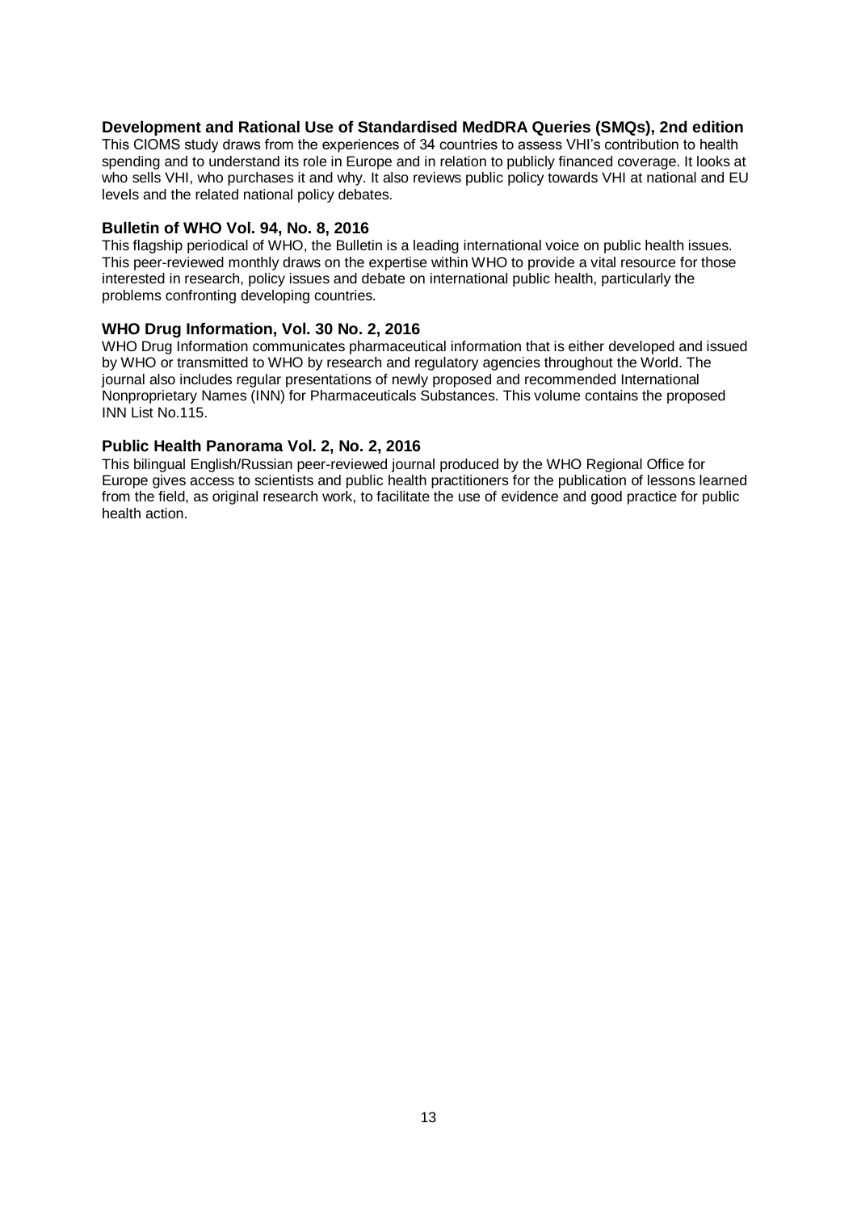**Development and Rational Use of Standardised MedDRA Queries (SMQs), 2nd edition**

This CIOMS study draws from the experiences of 34 countries to assess VHI's contribution to health spending and to understand its role in Europe and in relation to publicly financed coverage. It looks at who sells VHI, who purchases it and why. It also reviews public policy towards VHI at national and EU levels and the related national policy debates.

**Bulletin of WHO Vol. 94, No. 8, 2016**

This flagship periodical of WHO, the Bulletin is a leading international voice on public health issues. This peer-reviewed monthly draws on the expertise within WHO to provide a vital resource for those interested in research, policy issues and debate on international public health, particularly the problems confronting developing countries.

**WHO Drug Information, Vol. 30 No. 2, 2016**

WHO Drug Information communicates pharmaceutical information that is either developed and issued by WHO or transmitted to WHO by research and regulatory agencies throughout the World. The journal also includes regular presentations of newly proposed and recommended International Nonproprietary Names (INN) for Pharmaceuticals Substances. This volume contains the proposed INN List No.115.

**Public Health Panorama Vol. 2, No. 2, 2016**

This bilingual English/Russian peer-reviewed journal produced by the WHO Regional Office for Europe gives access to scientists and public health practitioners for the publication of lessons learned from the field, as original research work, to facilitate the use of evidence and good practice for public health action.